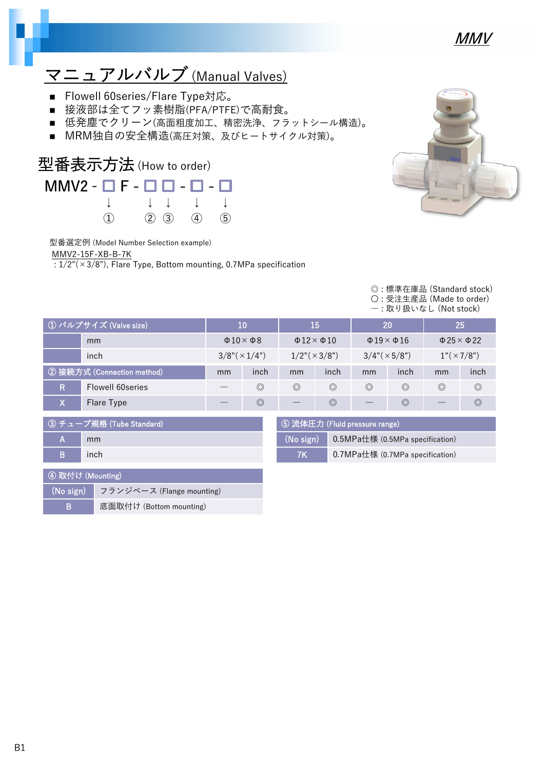MMV

# マニュアルバルブ (Manual Valves)

- Flowell 60series/Flare Type対応。
- 接液部は全てフッ素樹脂(PFA/PTFE)で高耐食。
- 低発塵でクリーン(高面粗度加工、精密洗浄、フラットシール構造)。
- MRM独自の安全構造(高圧対策、及びヒートサイクル対策)。

## 型番表示方法 (How to order)

MMV2 - □ F - □ □ - □ - □

①　②　③　④　⑤

型番選定例 (Model Number Selection example)

MMV2-15F-XB-B-7K

: 1/2"(×3/8"), Flare Type, Bottom mounting, 0.7MPa specification

◎ : 標準在庫品 (Standard stock)
〇 : 受注生産品 (Made to order)
ー : 取り扱いなし (Not stock)

| ① バルブサイズ (Valve size) | | 10 | | 15 | | 20 | | 25 | |
|---|---|---|---|---|---|---|---|---|---|
| | mm | Φ10×Φ8 | | Φ12×Φ10 | | Φ19×Φ16 | | Φ25×Φ22 | |
| | inch | 3/8"(×1/4") | | 1/2"(×3/8") | | 3/4"(×5/8") | | 1"(×7/8") | |
| ② 接続方式 (Connection method) | | mm | inch | mm | inch | mm | inch | mm | inch |
| R | Flowell 60series | ー | ◎ | ◎ | ◎ | ◎ | ◎ | ◎ | ◎ |
| X | Flare Type | ー | ◎ | ー | ◎ | ー | ◎ | ー | ◎ |

| ③ チューブ規格 (Tube Standard) | |
|---|---|
| A | mm |
| B | inch |

| ⑤ 流体圧力 (Fluid pressure range) | |
|---|---|
| (No sign) | 0.5MPa仕様 (0.5MPa specification) |
| 7K | 0.7MPa仕様 (0.7MPa specification) |

| ④ 取付け (Mounting) | |
|---|---|
| (No sign) | フランジベース (Flange mounting) |
| B | 底面取付け (Bottom mounting) |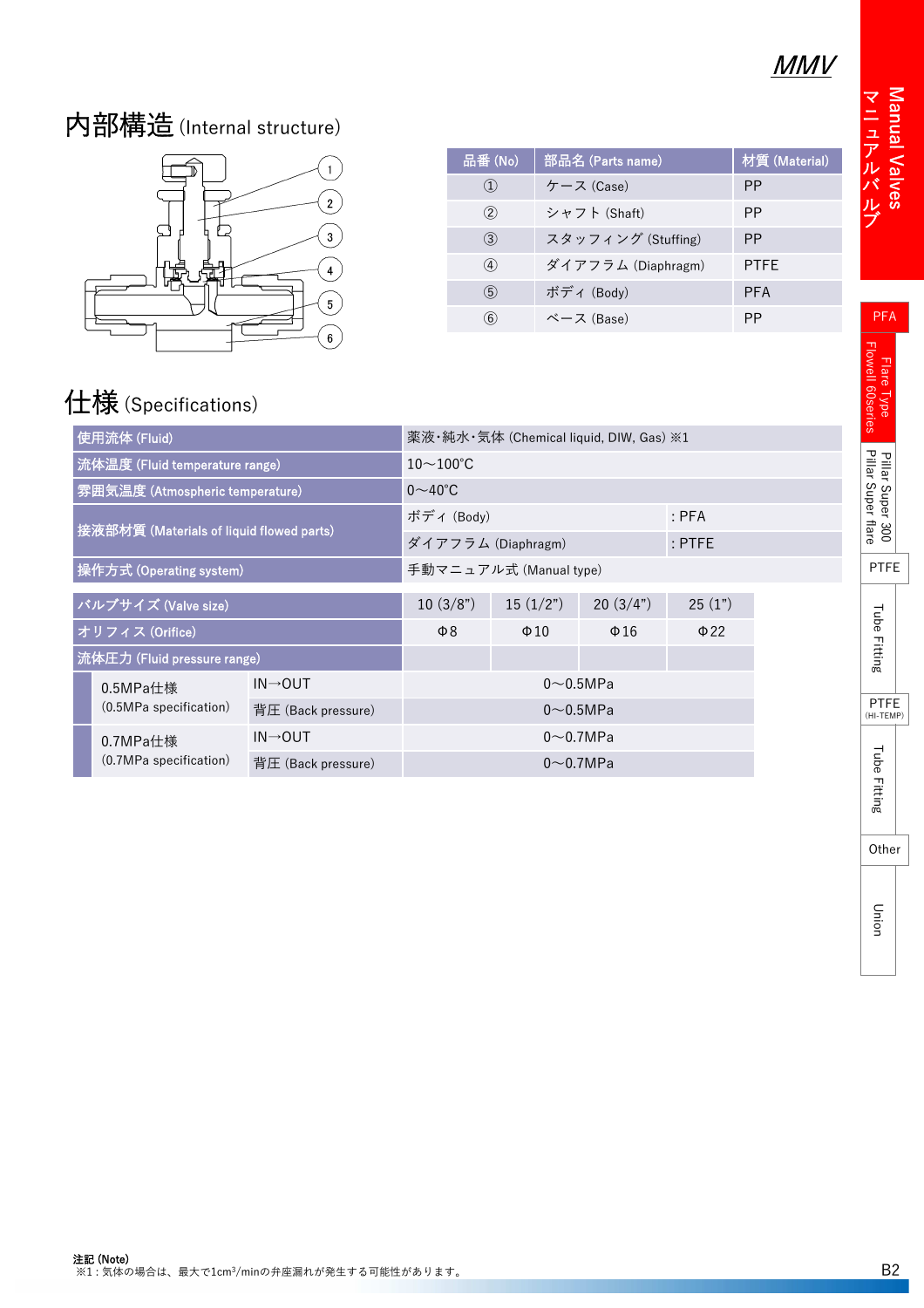MMV

# 内部構造 (Internal structure)

| 品番 (No) | 部品名 (Parts name) | 材質 (Material) |
|---|---|---|
| ① | ケース (Case) | PP |
| ② | シャフト (Shaft) | PP |
| ③ | スタッフィング (Stuffing) | PP |
| ④ | ダイアフラム (Diaphragm) | PTFE |
| ⑤ | ボディ (Body) | PFA |
| ⑥ | ベース (Base) | PP |

# 仕様 (Specifications)

| 項目 | | |
|---|---|---|
| 使用流体 (Fluid) | 薬液・純水・気体 (Chemical liquid, DIW, Gas) ※1 | |
| 流体温度 (Fluid temperature range) | 10～100℃ | |
| 雰囲気温度 (Atmospheric temperature) | 0～40℃ | |
| 接液部材質 (Materials of liquid flowed parts) | ボディ (Body) | : PFA |
| | ダイアフラム (Diaphragm) | : PTFE |
| 操作方式 (Operating system) | 手動マニュアル式 (Manual type) | |

| バルブサイズ (Valve size) | | 10 (3/8") | 15 (1/2") | 20 (3/4") | 25 (1") |
|---|---|---|---|---|---|
| オリフィス (Orifice) | | Φ8 | Φ10 | Φ16 | Φ22 |
| 流体圧力 (Fluid pressure range) | | | | | |
| 0.5MPa仕様 (0.5MPa specification) | IN→OUT | 0～0.5MPa | | | |
| | 背圧 (Back pressure) | 0～0.5MPa | | | |
| 0.7MPa仕様 (0.7MPa specification) | IN→OUT | 0～0.7MPa | | | |
| | 背圧 (Back pressure) | 0～0.7MPa | | | |

**注記 (Note)**
※1：気体の場合は、最大で1cm³/minの弁座漏れが発生する可能性があります。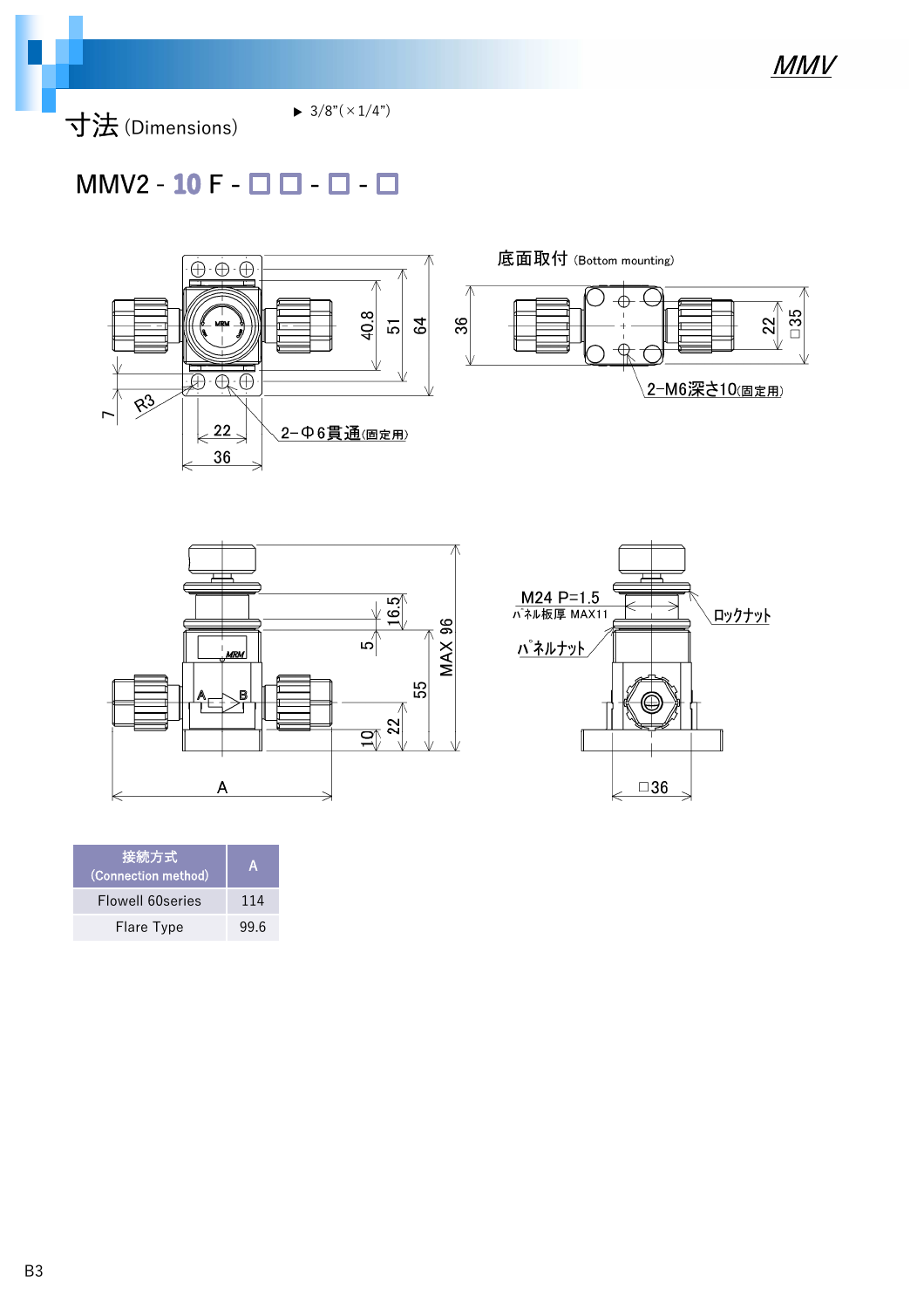## 寸法 (Dimensions)

▶ 3/8"(×1/4")

### MMV2 - 10 F - □ □ - □ - □

底面取付 (Bottom mounting)

2-Φ6貫通(固定用)

2-M6深さ10(固定用)

M24 P=1.5

パネル板厚 MAX11

ロックナット

パネルナット

| 接続方式 (Connection method) | A |
| --- | --- |
| Flowell 60series | 114 |
| Flare Type | 99.6 |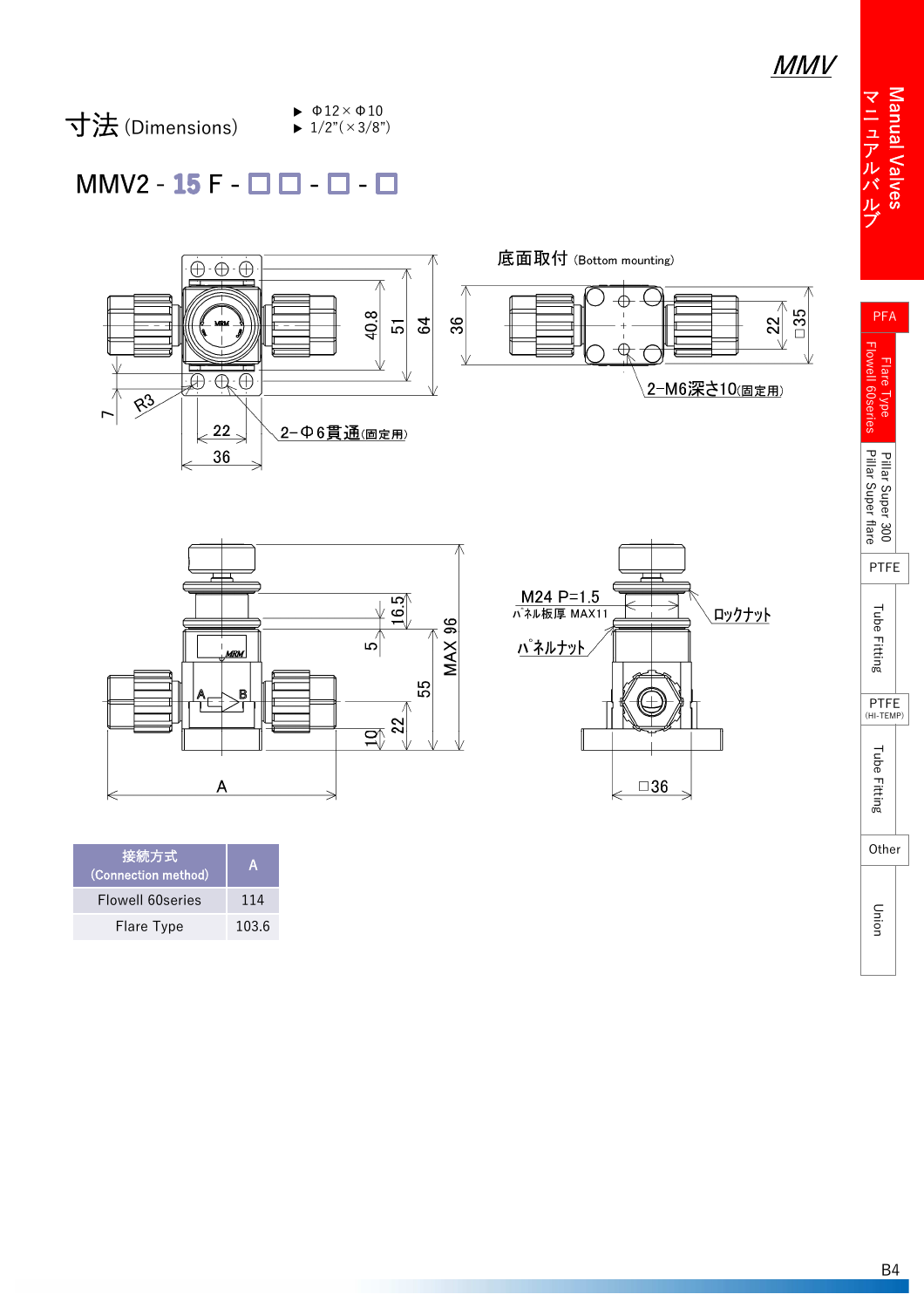# 寸法 (Dimensions)

▶ Φ12×Φ10
▶ 1/2"(×3/8")

## MMV2 - 15 F - □ □ - □ - □

底面取付 (Bottom mounting)

2−M6深さ10(固定用)

2−Φ6貫通(固定用)

M24 P=1.5
パネル板厚 MAX11

ロックナット

パネルナット

| 接続方式 (Connection method) | A |
|---|---|
| Flowell 60series | 114 |
| Flare Type | 103.6 |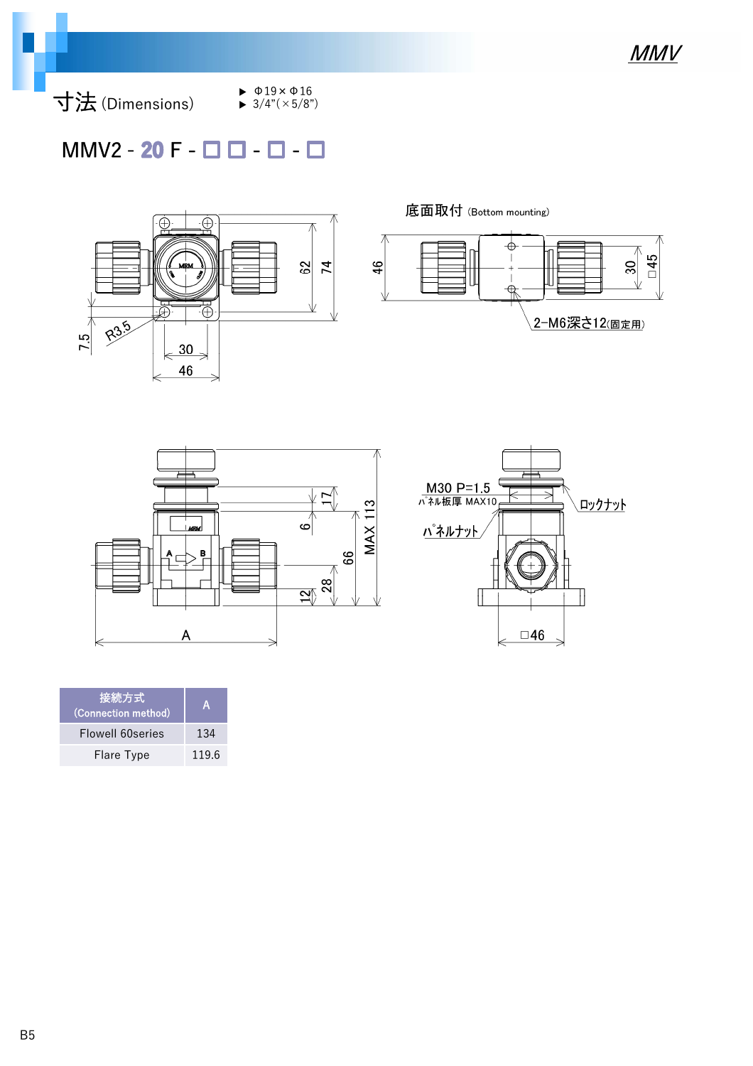## 寸法 (Dimensions)

- Φ19×Φ16
- 3/4”(×5/8”)

### MMV2 - 20 F - □ □ - □ - □

底面取付 (Bottom mounting)

2-M6深さ12(固定用)

M30 P=1.5
パネル板厚 MAX10

パネルナット

ロックナット

| 接続方式 (Connection method) | A |
| --- | --- |
| Flowell 60series | 134 |
| Flare Type | 119.6 |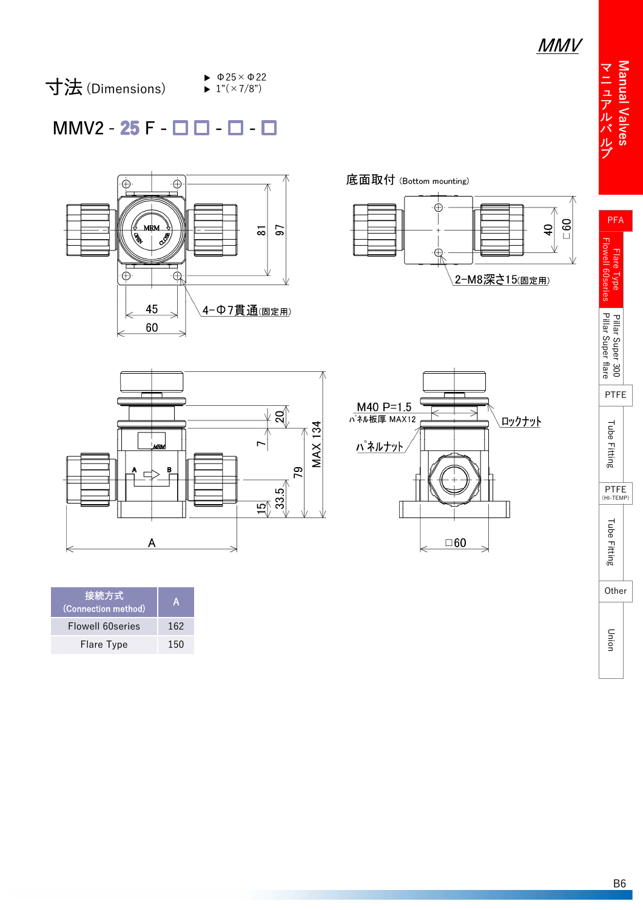# 寸法 (Dimensions)

- Φ25×Φ22
- 1"(×7/8")

## MMV2 - 25 F - □ □ - □ - □

底面取付 (Bottom mounting)

45
60
81
97
4−Φ7貫通(固定用)
40
□60
2−M8深さ15(固定用)

20
7
MAX 134
79
15
33.5
A
M40 P=1.5
パネル板厚 MAX12
パネルナット
ロックナット
□60

| 接続方式 (Connection method) | A |
|---|---|
| Flowell 60series | 162 |
| Flare Type | 150 |